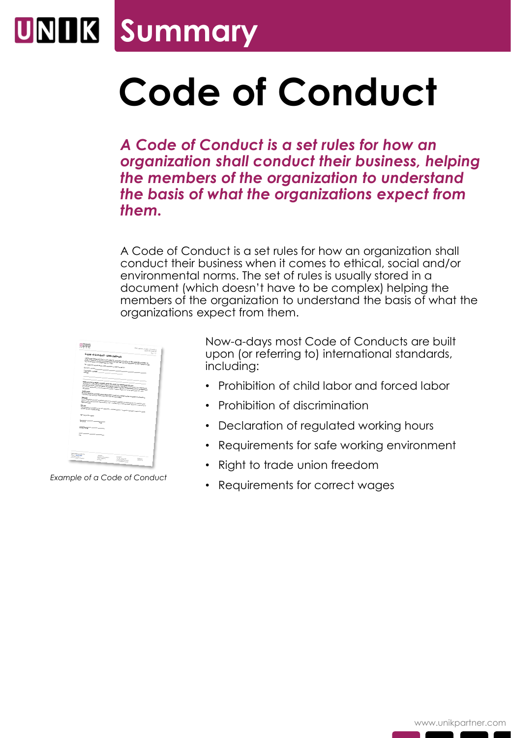# Summary

# Code of Conduct

***A Code of Conduct is a set rules for how an organization shall conduct their business, helping the members of the organization to understand the basis of what the organizations expect from them.***

A Code of Conduct is a set rules for how an organization shall conduct their business when it comes to ethical, social and/or environmental norms. The set of rules is usually stored in a document (which doesn't have to be complex) helping the members of the organization to understand the basis of what the organizations expect from them.

*Example of a Code of Conduct*

Now-a-days most Code of Conducts are built upon (or referring to) international standards, including:

- Prohibition of child labor and forced labor
- Prohibition of discrimination
- Declaration of regulated working hours
- Requirements for safe working environment
- Right to trade union freedom
- Requirements for correct wages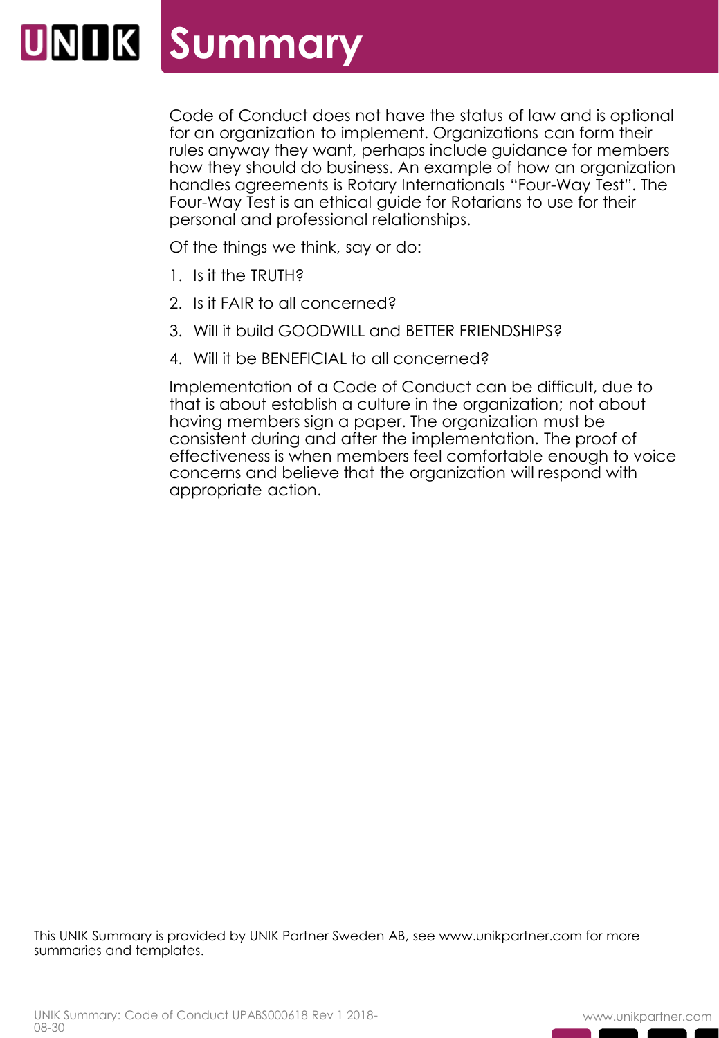# Summary

Code of Conduct does not have the status of law and is optional for an organization to implement. Organizations can form their rules anyway they want, perhaps include guidance for members how they should do business. An example of how an organization handles agreements is Rotary Internationals “Four-Way Test”. The Four-Way Test is an ethical guide for Rotarians to use for their personal and professional relationships.

Of the things we think, say or do:

1. Is it the TRUTH?
2. Is it FAIR to all concerned?
3. Will it build GOODWILL and BETTER FRIENDSHIPS?
4. Will it be BENEFICIAL to all concerned?

Implementation of a Code of Conduct can be difficult, due to that is about establish a culture in the organization; not about having members sign a paper. The organization must be consistent during and after the implementation. The proof of effectiveness is when members feel comfortable enough to voice concerns and believe that the organization will respond with appropriate action.

This UNIK Summary is provided by UNIK Partner Sweden AB, see www.unikpartner.com for more summaries and templates.